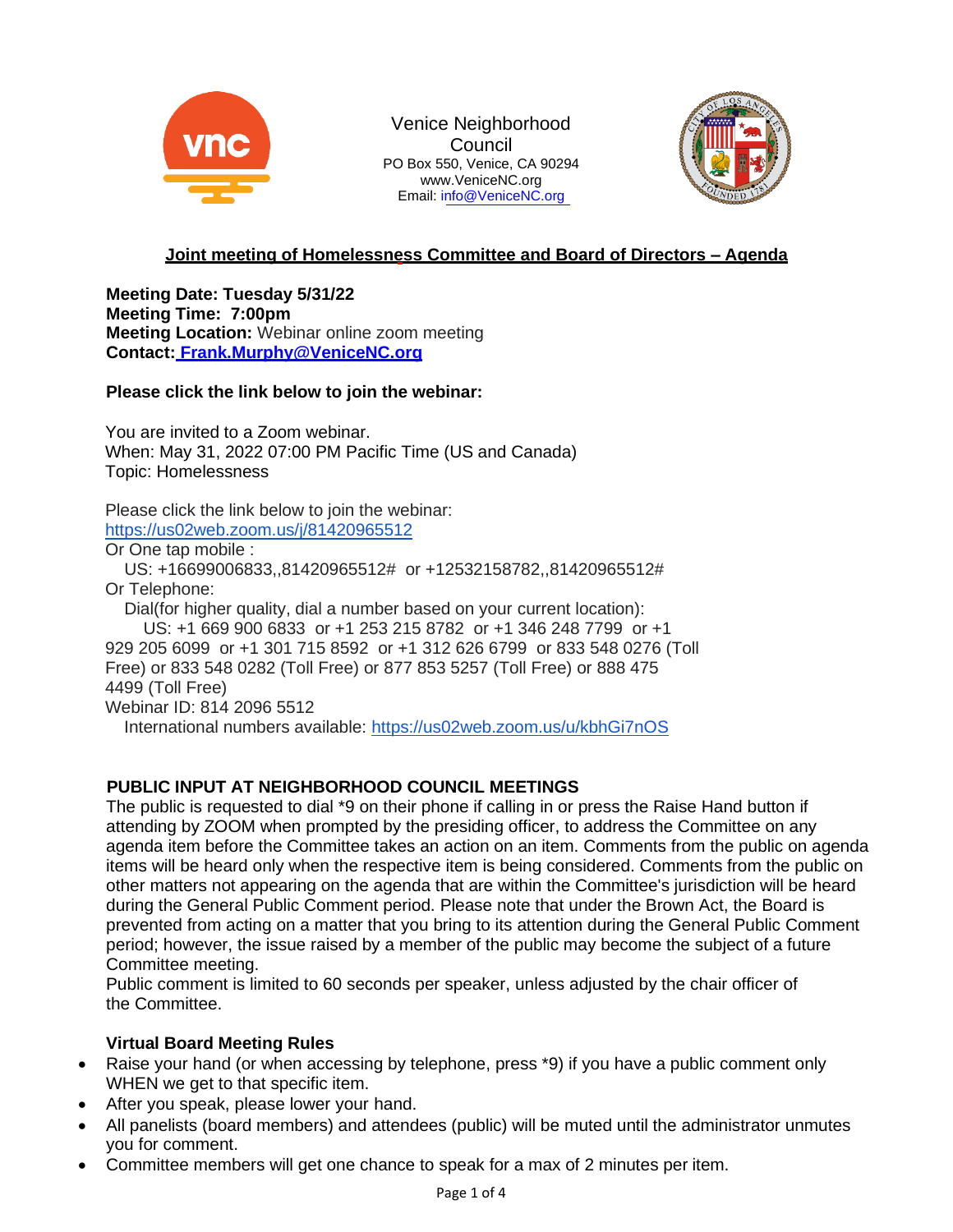Venice Neighborhood Council
PO Box 550, Venice, CA 90294
www.VeniceNC.org
Email: info@VeniceNC.org

## Joint meeting of Homelessness Committee and Board of Directors – Agenda

**Meeting Date: Tuesday 5/31/22**
**Meeting Time: 7:00pm**
**Meeting Location:** Webinar online zoom meeting
**Contact: Frank.Murphy@VeniceNC.org**

**Please click the link below to join the webinar:**

You are invited to a Zoom webinar.
When: May 31, 2022 07:00 PM Pacific Time (US and Canada)
Topic: Homelessness

Please click the link below to join the webinar:
https://us02web.zoom.us/j/81420965512
Or One tap mobile :
US: +16699006833,,81420965512# or +12532158782,,81420965512#
Or Telephone:
Dial(for higher quality, dial a number based on your current location):
US: +1 669 900 6833 or +1 253 215 8782 or +1 346 248 7799 or +1 929 205 6099 or +1 301 715 8592 or +1 312 626 6799 or 833 548 0276 (Toll Free) or 833 548 0282 (Toll Free) or 877 853 5257 (Toll Free) or 888 475 4499 (Toll Free)
Webinar ID: 814 2096 5512
International numbers available: https://us02web.zoom.us/u/kbhGi7nOS

### PUBLIC INPUT AT NEIGHBORHOOD COUNCIL MEETINGS

The public is requested to dial *9 on their phone if calling in or press the Raise Hand button if attending by ZOOM when prompted by the presiding officer, to address the Committee on any agenda item before the Committee takes an action on an item. Comments from the public on agenda items will be heard only when the respective item is being considered. Comments from the public on other matters not appearing on the agenda that are within the Committee's jurisdiction will be heard during the General Public Comment period. Please note that under the Brown Act, the Board is prevented from acting on a matter that you bring to its attention during the General Public Comment period; however, the issue raised by a member of the public may become the subject of a future Committee meeting.
Public comment is limited to 60 seconds per speaker, unless adjusted by the chair officer of the Committee.

**Virtual Board Meeting Rules**

- Raise your hand (or when accessing by telephone, press *9) if you have a public comment only WHEN we get to that specific item.
- After you speak, please lower your hand.
- All panelists (board members) and attendees (public) will be muted until the administrator unmutes you for comment.
- Committee members will get one chance to speak for a max of 2 minutes per item.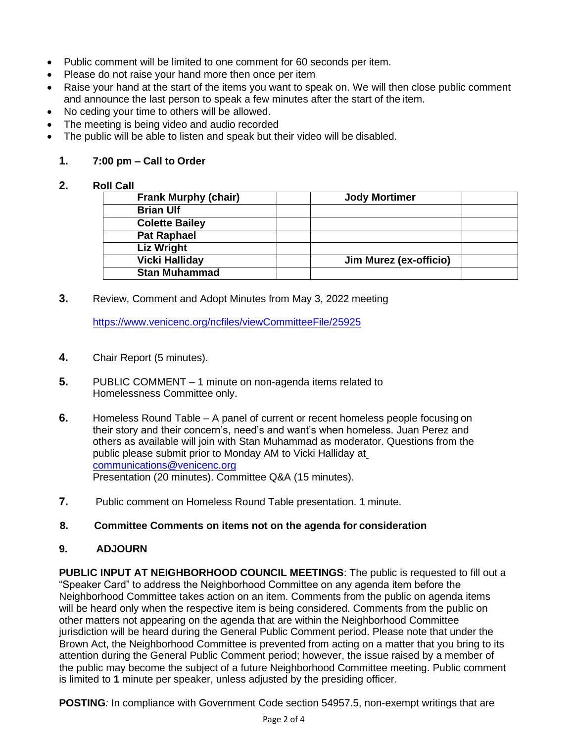- Public comment will be limited to one comment for 60 seconds per item.
- Please do not raise your hand more then once per item
- Raise your hand at the start of the items you want to speak on. We will then close public comment and announce the last person to speak a few minutes after the start of the item.
- No ceding your time to others will be allowed.
- The meeting is being video and audio recorded
- The public will be able to listen and speak but their video will be disabled.

**1. 7:00 pm – Call to Order**

**2. Roll Call**

| **Frank Murphy (chair)** | | **Jody Mortimer** | |
|---|---|---|---|
| **Brian Ulf** | | | |
| **Colette Bailey** | | | |
| **Pat Raphael** | | | |
| **Liz Wright** | | | |
| **Vicki Halliday** | | **Jim Murez (ex-officio)** | |
| **Stan Muhammad** | | | |

**3.** Review, Comment and Adopt Minutes from May 3, 2022 meeting

https://www.venicenc.org/ncfiles/viewCommitteeFile/25925

**4.** Chair Report (5 minutes).

**5.** PUBLIC COMMENT – 1 minute on non-agenda items related to Homelessness Committee only.

**6.** Homeless Round Table – A panel of current or recent homeless people focusing on their story and their concern's, need's and want's when homeless. Juan Perez and others as available will join with Stan Muhammad as moderator. Questions from the public please submit prior to Monday AM to Vicki Halliday at communications@venicenc.org
Presentation (20 minutes). Committee Q&A (15 minutes).

**7.** Public comment on Homeless Round Table presentation. 1 minute.

**8. Committee Comments on items not on the agenda for consideration**

**9. ADJOURN**

**PUBLIC INPUT AT NEIGHBORHOOD COUNCIL MEETINGS**: The public is requested to fill out a "Speaker Card" to address the Neighborhood Committee on any agenda item before the Neighborhood Committee takes action on an item. Comments from the public on agenda items will be heard only when the respective item is being considered. Comments from the public on other matters not appearing on the agenda that are within the Neighborhood Committee jurisdiction will be heard during the General Public Comment period. Please note that under the Brown Act, the Neighborhood Committee is prevented from acting on a matter that you bring to its attention during the General Public Comment period; however, the issue raised by a member of the public may become the subject of a future Neighborhood Committee meeting. Public comment is limited to **1** minute per speaker, unless adjusted by the presiding officer.

**POSTING***:* In compliance with Government Code section 54957.5, non-exempt writings that are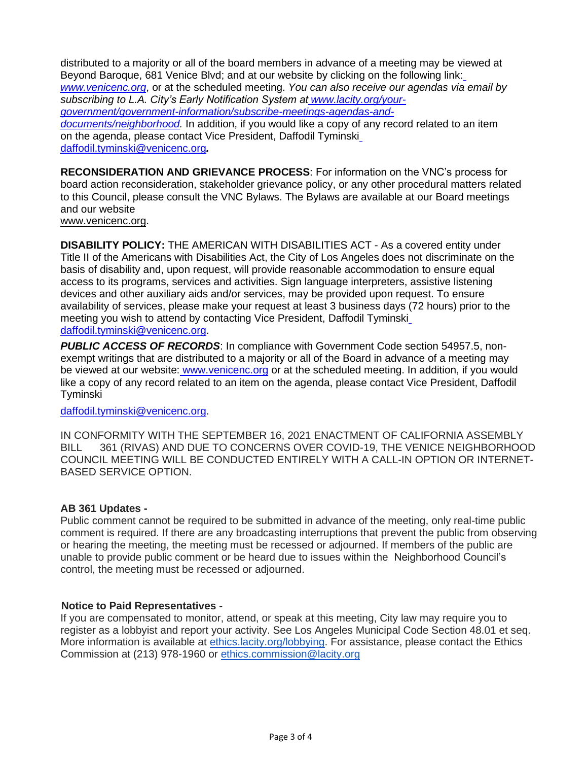distributed to a majority or all of the board members in advance of a meeting may be viewed at Beyond Baroque, 681 Venice Blvd; and at our website by clicking on the following link: *www.venicenc.org*, or at the scheduled meeting. *You can also receive our agendas via email by subscribing to L.A. City's Early Notification System at www.lacity.org/your-government/government-information/subscribe-meetings-agendas-and-documents/neighborhood.* In addition, if you would like a copy of any record related to an item on the agenda, please contact Vice President, Daffodil Tyminski daffodil.tyminski@venicenc.org***.***

**RECONSIDERATION AND GRIEVANCE PROCESS**: For information on the VNC's process for board action reconsideration, stakeholder grievance policy, or any other procedural matters related to this Council, please consult the VNC Bylaws. The Bylaws are available at our Board meetings and our website
www.venicenc.org.

**DISABILITY POLICY:** THE AMERICAN WITH DISABILITIES ACT - As a covered entity under Title II of the Americans with Disabilities Act, the City of Los Angeles does not discriminate on the basis of disability and, upon request, will provide reasonable accommodation to ensure equal access to its programs, services and activities. Sign language interpreters, assistive listening devices and other auxiliary aids and/or services, may be provided upon request. To ensure availability of services, please make your request at least 3 business days (72 hours) prior to the meeting you wish to attend by contacting Vice President, Daffodil Tyminski daffodil.tyminski@venicenc.org.

***PUBLIC ACCESS OF RECORDS***: In compliance with Government Code section 54957.5, non-exempt writings that are distributed to a majority or all of the Board in advance of a meeting may be viewed at our website: www.venicenc.org or at the scheduled meeting. In addition, if you would like a copy of any record related to an item on the agenda, please contact Vice President, Daffodil Tyminski

daffodil.tyminski@venicenc.org.

IN CONFORMITY WITH THE SEPTEMBER 16, 2021 ENACTMENT OF CALIFORNIA ASSEMBLY BILL 361 (RIVAS) AND DUE TO CONCERNS OVER COVID-19, THE VENICE NEIGHBORHOOD COUNCIL MEETING WILL BE CONDUCTED ENTIRELY WITH A CALL-IN OPTION OR INTERNET-BASED SERVICE OPTION.

**AB 361 Updates -**
Public comment cannot be required to be submitted in advance of the meeting, only real-time public comment is required. If there are any broadcasting interruptions that prevent the public from observing or hearing the meeting, the meeting must be recessed or adjourned. If members of the public are unable to provide public comment or be heard due to issues within the Neighborhood Council's control, the meeting must be recessed or adjourned.

**Notice to Paid Representatives -**
If you are compensated to monitor, attend, or speak at this meeting, City law may require you to register as a lobbyist and report your activity. See Los Angeles Municipal Code Section 48.01 et seq. More information is available at ethics.lacity.org/lobbying. For assistance, please contact the Ethics Commission at (213) 978-1960 or ethics.commission@lacity.org